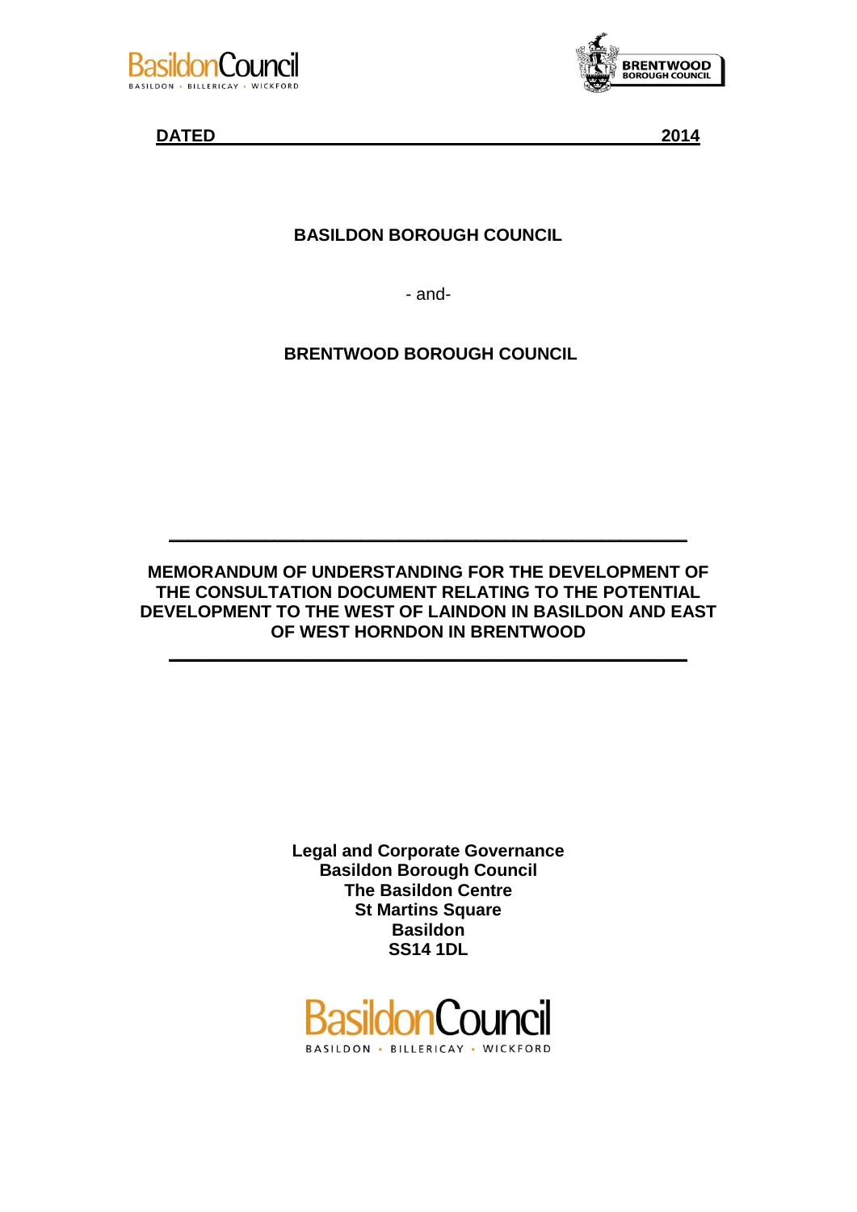**DATED 2014**

**BASILDON BOROUGH COUNCIL**

- and-

**BRENTWOOD BOROUGH COUNCIL**

---

**MEMORANDUM OF UNDERSTANDING FOR THE DEVELOPMENT OF THE CONSULTATION DOCUMENT RELATING TO THE POTENTIAL DEVELOPMENT TO THE WEST OF LAINDON IN BASILDON AND EAST OF WEST HORNDON IN BRENTWOOD**

---

**Legal and Corporate Governance**
**Basildon Borough Council**
**The Basildon Centre**
**St Martins Square**
**Basildon**
**SS14 1DL**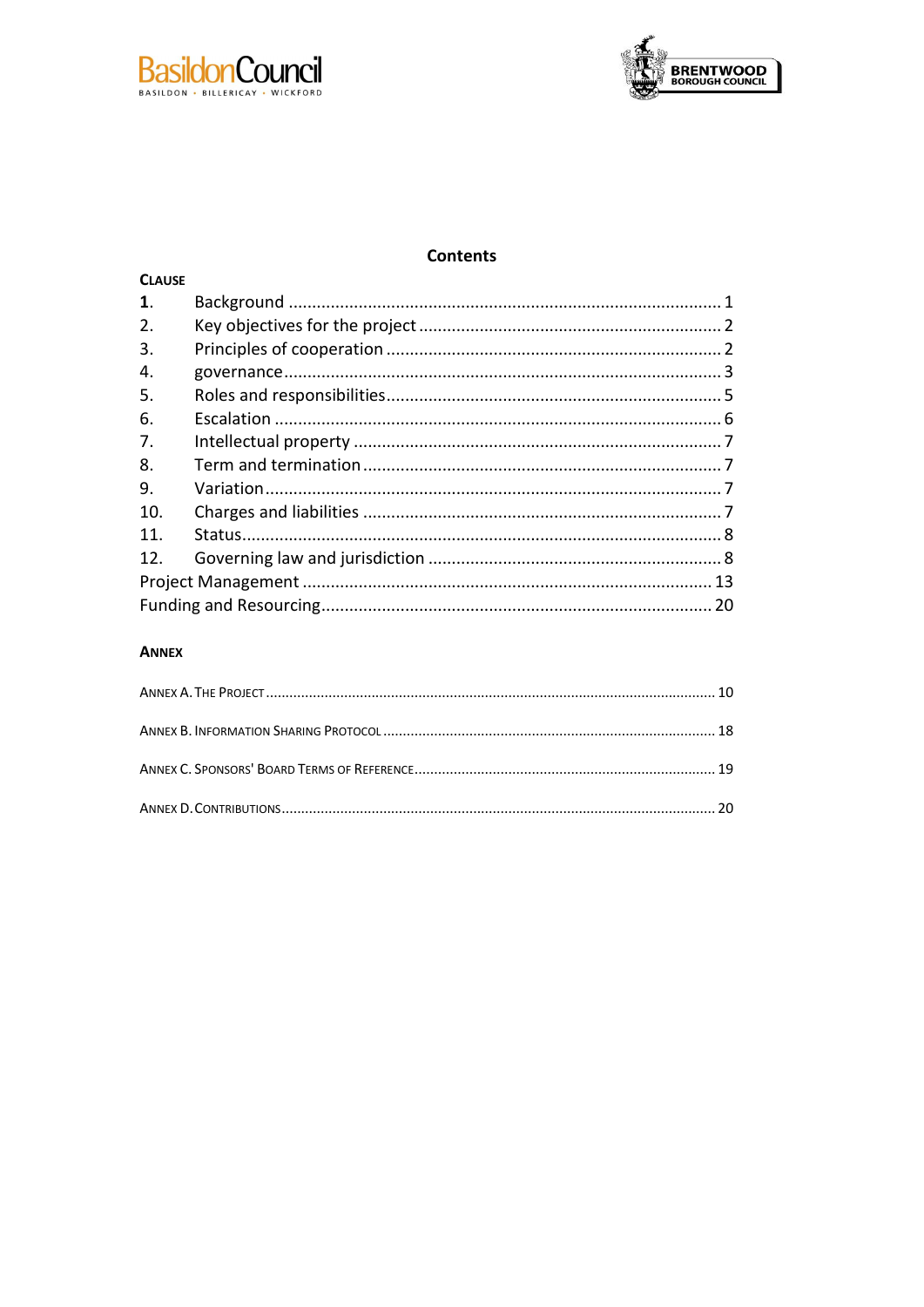BasildonCouncil
BASILDON • BILLERICAY • WICKFORD

BRENTWOOD BOROUGH COUNCIL

## Contents

**CLAUSE**

| | | |
|---|---|---|
| **1.** | Background | 1 |
| 2. | Key objectives for the project | 2 |
| 3. | Principles of cooperation | 2 |
| 4. | governance | 3 |
| 5. | Roles and responsibilities | 5 |
| 6. | Escalation | 6 |
| 7. | Intellectual property | 7 |
| 8. | Term and termination | 7 |
| 9. | Variation | 7 |
| 10. | Charges and liabilities | 7 |
| 11. | Status | 8 |
| 12. | Governing law and jurisdiction | 8 |
| Project Management | | 13 |
| Funding and Resourcing | | 20 |

**ANNEX**

| | |
|---|---|
| ANNEX A. THE PROJECT | 10 |
| ANNEX B. INFORMATION SHARING PROTOCOL | 18 |
| ANNEX C. SPONSORS' BOARD TERMS OF REFERENCE | 19 |
| ANNEX D. CONTRIBUTIONS | 20 |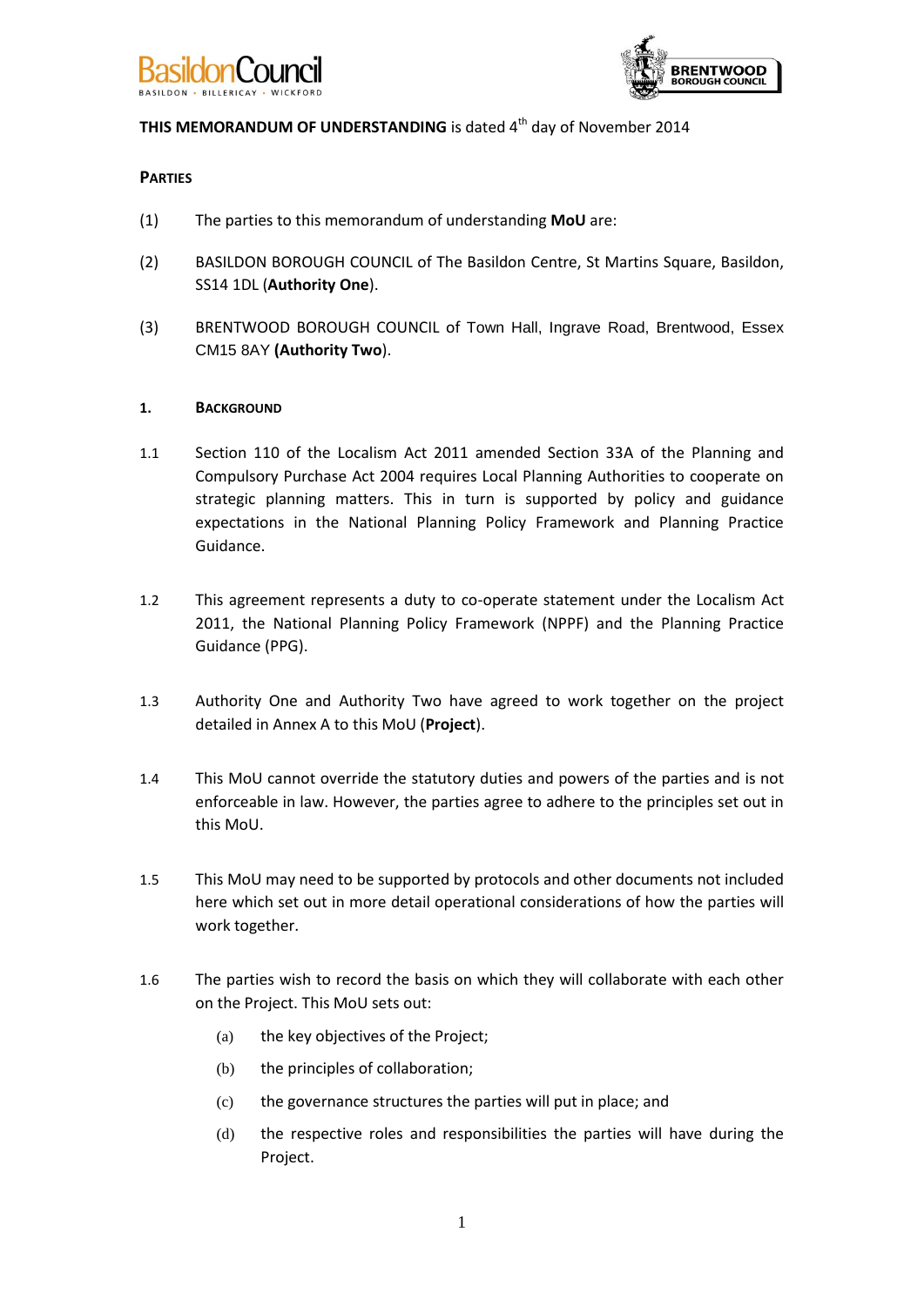**THIS MEMORANDUM OF UNDERSTANDING** is dated 4th day of November 2014

**PARTIES**

(1) The parties to this memorandum of understanding **MoU** are:

(2) BASILDON BOROUGH COUNCIL of The Basildon Centre, St Martins Square, Basildon, SS14 1DL (**Authority One**).

(3) BRENTWOOD BOROUGH COUNCIL of Town Hall, Ingrave Road, Brentwood, Essex CM15 8AY **(Authority Two**).

## 1. BACKGROUND

1.1 Section 110 of the Localism Act 2011 amended Section 33A of the Planning and Compulsory Purchase Act 2004 requires Local Planning Authorities to cooperate on strategic planning matters. This in turn is supported by policy and guidance expectations in the National Planning Policy Framework and Planning Practice Guidance.

1.2 This agreement represents a duty to co-operate statement under the Localism Act 2011, the National Planning Policy Framework (NPPF) and the Planning Practice Guidance (PPG).

1.3 Authority One and Authority Two have agreed to work together on the project detailed in Annex A to this MoU (**Project**).

1.4 This MoU cannot override the statutory duties and powers of the parties and is not enforceable in law. However, the parties agree to adhere to the principles set out in this MoU.

1.5 This MoU may need to be supported by protocols and other documents not included here which set out in more detail operational considerations of how the parties will work together.

1.6 The parties wish to record the basis on which they will collaborate with each other on the Project. This MoU sets out:

(a) the key objectives of the Project;

(b) the principles of collaboration;

(c) the governance structures the parties will put in place; and

(d) the respective roles and responsibilities the parties will have during the Project.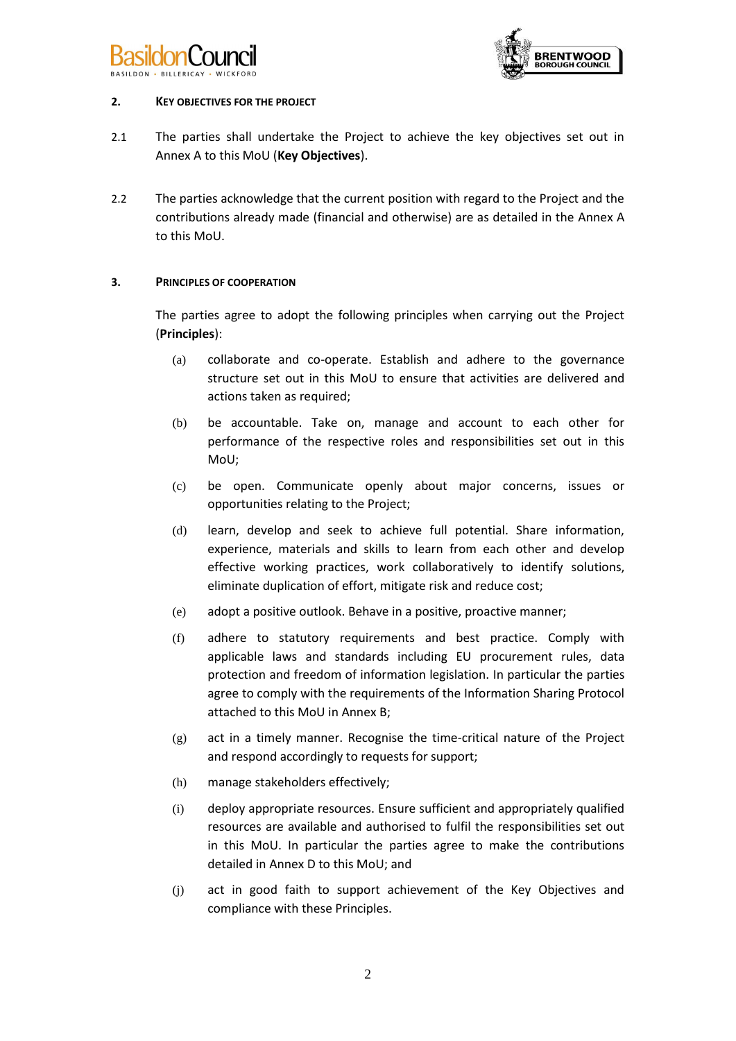## 2. KEY OBJECTIVES FOR THE PROJECT

2.1 The parties shall undertake the Project to achieve the key objectives set out in Annex A to this MoU (**Key Objectives**).

2.2 The parties acknowledge that the current position with regard to the Project and the contributions already made (financial and otherwise) are as detailed in the Annex A to this MoU.

## 3. PRINCIPLES OF COOPERATION

The parties agree to adopt the following principles when carrying out the Project (**Principles**):

(a) collaborate and co-operate. Establish and adhere to the governance structure set out in this MoU to ensure that activities are delivered and actions taken as required;

(b) be accountable. Take on, manage and account to each other for performance of the respective roles and responsibilities set out in this MoU;

(c) be open. Communicate openly about major concerns, issues or opportunities relating to the Project;

(d) learn, develop and seek to achieve full potential. Share information, experience, materials and skills to learn from each other and develop effective working practices, work collaboratively to identify solutions, eliminate duplication of effort, mitigate risk and reduce cost;

(e) adopt a positive outlook. Behave in a positive, proactive manner;

(f) adhere to statutory requirements and best practice. Comply with applicable laws and standards including EU procurement rules, data protection and freedom of information legislation. In particular the parties agree to comply with the requirements of the Information Sharing Protocol attached to this MoU in Annex B;

(g) act in a timely manner. Recognise the time-critical nature of the Project and respond accordingly to requests for support;

(h) manage stakeholders effectively;

(i) deploy appropriate resources. Ensure sufficient and appropriately qualified resources are available and authorised to fulfil the responsibilities set out in this MoU. In particular the parties agree to make the contributions detailed in Annex D to this MoU; and

(j) act in good faith to support achievement of the Key Objectives and compliance with these Principles.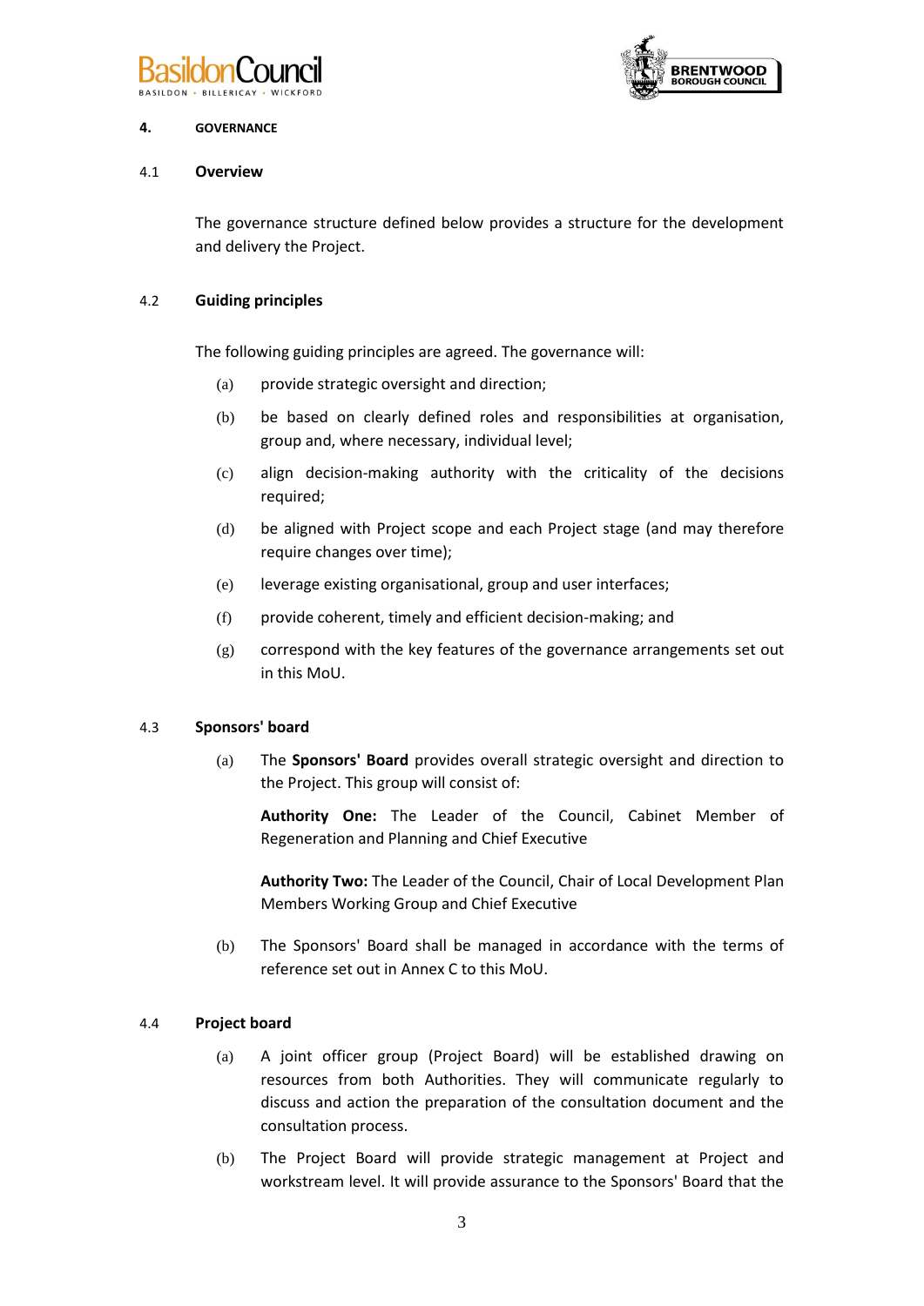## 4. GOVERNANCE

### 4.1 Overview

The governance structure defined below provides a structure for the development and delivery the Project.

### 4.2 Guiding principles

The following guiding principles are agreed. The governance will:

(a) provide strategic oversight and direction;

(b) be based on clearly defined roles and responsibilities at organisation, group and, where necessary, individual level;

(c) align decision-making authority with the criticality of the decisions required;

(d) be aligned with Project scope and each Project stage (and may therefore require changes over time);

(e) leverage existing organisational, group and user interfaces;

(f) provide coherent, timely and efficient decision-making; and

(g) correspond with the key features of the governance arrangements set out in this MoU.

### 4.3 Sponsors' board

(a) The **Sponsors' Board** provides overall strategic oversight and direction to the Project. This group will consist of:

**Authority One:** The Leader of the Council, Cabinet Member of Regeneration and Planning and Chief Executive

**Authority Two:** The Leader of the Council, Chair of Local Development Plan Members Working Group and Chief Executive

(b) The Sponsors' Board shall be managed in accordance with the terms of reference set out in Annex C to this MoU.

### 4.4 Project board

(a) A joint officer group (Project Board) will be established drawing on resources from both Authorities. They will communicate regularly to discuss and action the preparation of the consultation document and the consultation process.

(b) The Project Board will provide strategic management at Project and workstream level. It will provide assurance to the Sponsors' Board that the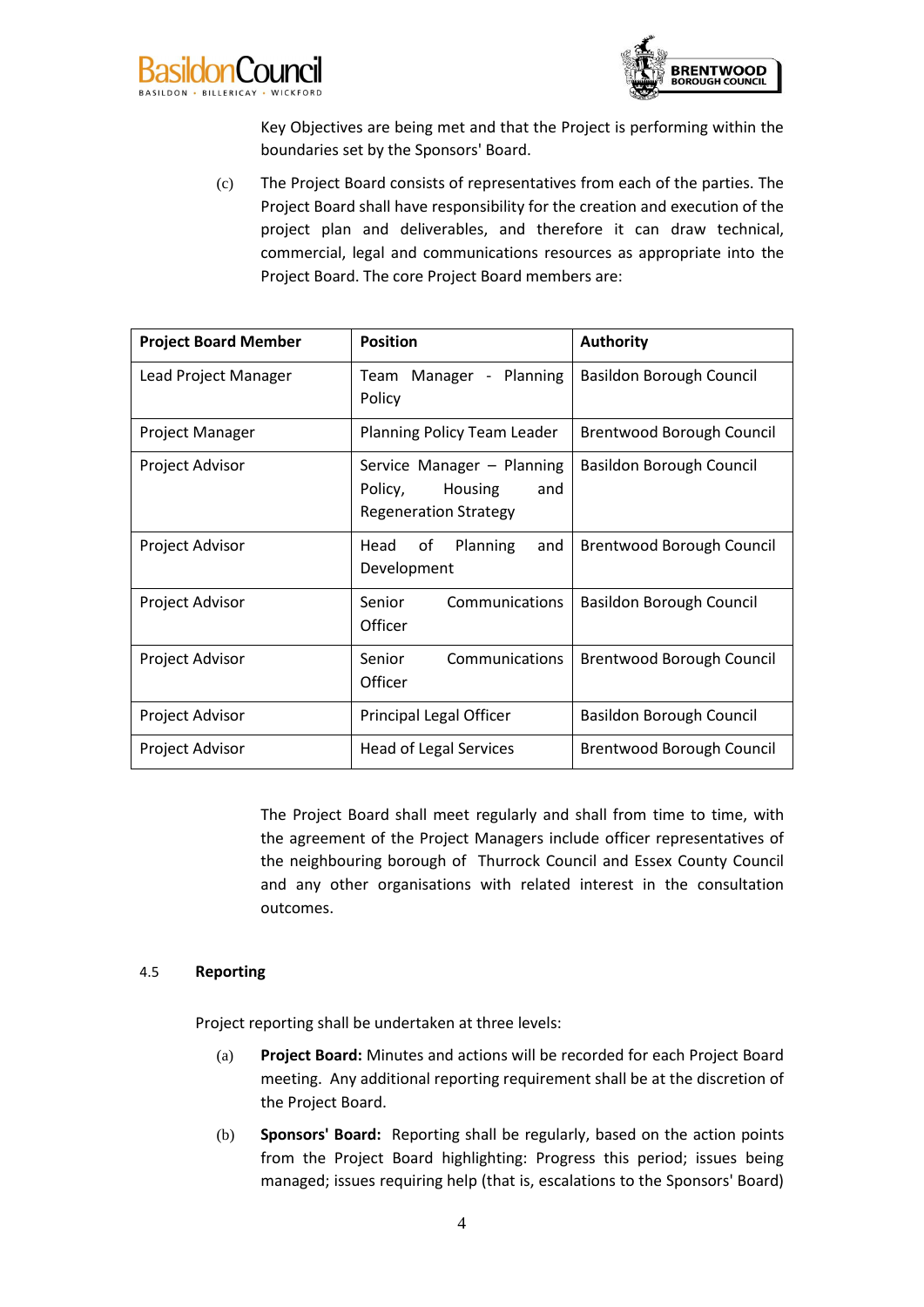Key Objectives are being met and that the Project is performing within the boundaries set by the Sponsors' Board.

(c) The Project Board consists of representatives from each of the parties. The Project Board shall have responsibility for the creation and execution of the project plan and deliverables, and therefore it can draw technical, commercial, legal and communications resources as appropriate into the Project Board. The core Project Board members are:

| Project Board Member | Position | Authority |
|---|---|---|
| Lead Project Manager | Team Manager - Planning Policy | Basildon Borough Council |
| Project Manager | Planning Policy Team Leader | Brentwood Borough Council |
| Project Advisor | Service Manager – Planning Policy, Housing and Regeneration Strategy | Basildon Borough Council |
| Project Advisor | Head of Planning and Development | Brentwood Borough Council |
| Project Advisor | Senior Communications Officer | Basildon Borough Council |
| Project Advisor | Senior Communications Officer | Brentwood Borough Council |
| Project Advisor | Principal Legal Officer | Basildon Borough Council |
| Project Advisor | Head of Legal Services | Brentwood Borough Council |

The Project Board shall meet regularly and shall from time to time, with the agreement of the Project Managers include officer representatives of the neighbouring borough of Thurrock Council and Essex County Council and any other organisations with related interest in the consultation outcomes.

### 4.5 Reporting

Project reporting shall be undertaken at three levels:

(a) **Project Board:** Minutes and actions will be recorded for each Project Board meeting. Any additional reporting requirement shall be at the discretion of the Project Board.

(b) **Sponsors' Board:** Reporting shall be regularly, based on the action points from the Project Board highlighting: Progress this period; issues being managed; issues requiring help (that is, escalations to the Sponsors' Board)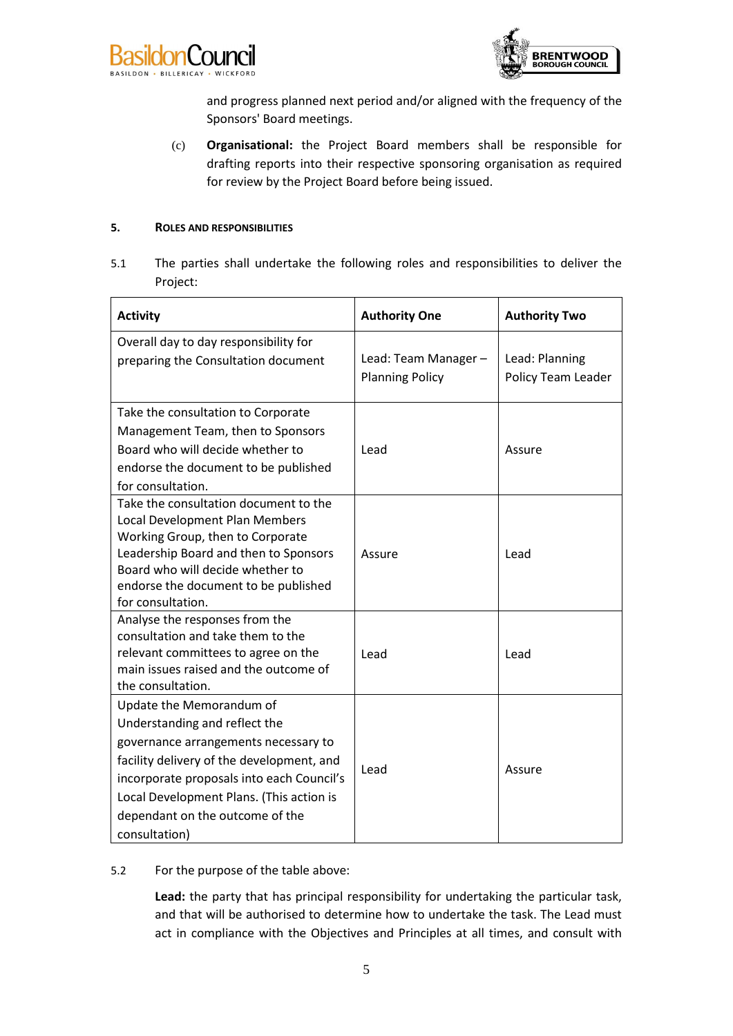and progress planned next period and/or aligned with the frequency of the Sponsors' Board meetings.

(c) **Organisational:** the Project Board members shall be responsible for drafting reports into their respective sponsoring organisation as required for review by the Project Board before being issued.

## 5. ROLES AND RESPONSIBILITIES

5.1 The parties shall undertake the following roles and responsibilities to deliver the Project:

| **Activity** | **Authority One** | **Authority Two** |
|---|---|---|
| Overall day to day responsibility for preparing the Consultation document | Lead: Team Manager – Planning Policy | Lead: Planning Policy Team Leader |
| Take the consultation to Corporate Management Team, then to Sponsors Board who will decide whether to endorse the document to be published for consultation. | Lead | Assure |
| Take the consultation document to the Local Development Plan Members Working Group, then to Corporate Leadership Board and then to Sponsors Board who will decide whether to endorse the document to be published for consultation. | Assure | Lead |
| Analyse the responses from the consultation and take them to the relevant committees to agree on the main issues raised and the outcome of the consultation. | Lead | Lead |
| Update the Memorandum of Understanding and reflect the governance arrangements necessary to facility delivery of the development, and incorporate proposals into each Council's Local Development Plans. (This action is dependant on the outcome of the consultation) | Lead | Assure |

5.2 For the purpose of the table above:

**Lead:** the party that has principal responsibility for undertaking the particular task, and that will be authorised to determine how to undertake the task. The Lead must act in compliance with the Objectives and Principles at all times, and consult with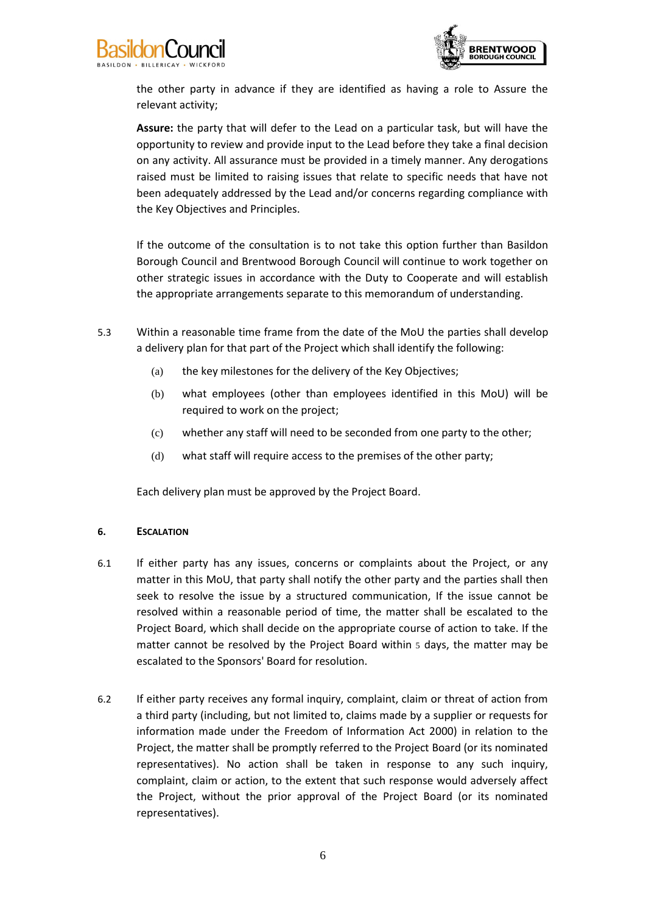the other party in advance if they are identified as having a role to Assure the relevant activity;

**Assure:** the party that will defer to the Lead on a particular task, but will have the opportunity to review and provide input to the Lead before they take a final decision on any activity. All assurance must be provided in a timely manner. Any derogations raised must be limited to raising issues that relate to specific needs that have not been adequately addressed by the Lead and/or concerns regarding compliance with the Key Objectives and Principles.

If the outcome of the consultation is to not take this option further than Basildon Borough Council and Brentwood Borough Council will continue to work together on other strategic issues in accordance with the Duty to Cooperate and will establish the appropriate arrangements separate to this memorandum of understanding.

5.3 Within a reasonable time frame from the date of the MoU the parties shall develop a delivery plan for that part of the Project which shall identify the following:

(a) the key milestones for the delivery of the Key Objectives;

(b) what employees (other than employees identified in this MoU) will be required to work on the project;

(c) whether any staff will need to be seconded from one party to the other;

(d) what staff will require access to the premises of the other party;

Each delivery plan must be approved by the Project Board.

## 6. ESCALATION

6.1 If either party has any issues, concerns or complaints about the Project, or any matter in this MoU, that party shall notify the other party and the parties shall then seek to resolve the issue by a structured communication, If the issue cannot be resolved within a reasonable period of time, the matter shall be escalated to the Project Board, which shall decide on the appropriate course of action to take. If the matter cannot be resolved by the Project Board within 5 days, the matter may be escalated to the Sponsors' Board for resolution.

6.2 If either party receives any formal inquiry, complaint, claim or threat of action from a third party (including, but not limited to, claims made by a supplier or requests for information made under the Freedom of Information Act 2000) in relation to the Project, the matter shall be promptly referred to the Project Board (or its nominated representatives). No action shall be taken in response to any such inquiry, complaint, claim or action, to the extent that such response would adversely affect the Project, without the prior approval of the Project Board (or its nominated representatives).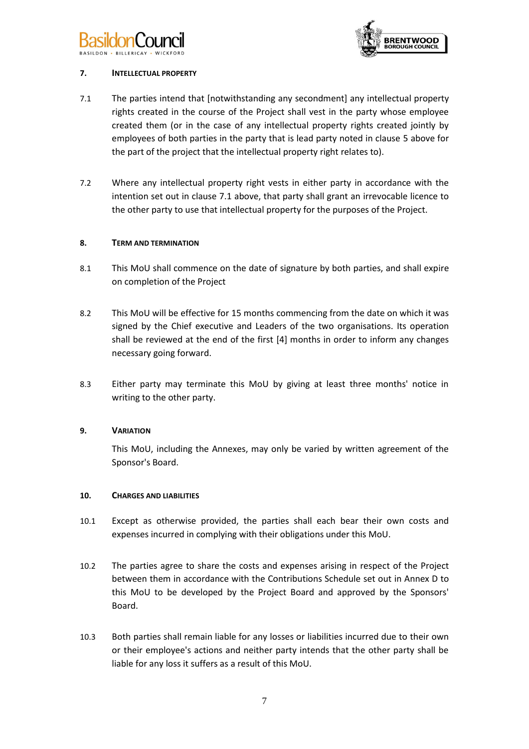## 7. Intellectual Property

7.1 The parties intend that [notwithstanding any secondment] any intellectual property rights created in the course of the Project shall vest in the party whose employee created them (or in the case of any intellectual property rights created jointly by employees of both parties in the party that is lead party noted in clause 5 above for the part of the project that the intellectual property right relates to).

7.2 Where any intellectual property right vests in either party in accordance with the intention set out in clause 7.1 above, that party shall grant an irrevocable licence to the other party to use that intellectual property for the purposes of the Project.

## 8. Term and Termination

8.1 This MoU shall commence on the date of signature by both parties, and shall expire on completion of the Project

8.2 This MoU will be effective for 15 months commencing from the date on which it was signed by the Chief executive and Leaders of the two organisations. Its operation shall be reviewed at the end of the first [4] months in order to inform any changes necessary going forward.

8.3 Either party may terminate this MoU by giving at least three months' notice in writing to the other party.

## 9. Variation

This MoU, including the Annexes, may only be varied by written agreement of the Sponsor's Board.

## 10. Charges and Liabilities

10.1 Except as otherwise provided, the parties shall each bear their own costs and expenses incurred in complying with their obligations under this MoU.

10.2 The parties agree to share the costs and expenses arising in respect of the Project between them in accordance with the Contributions Schedule set out in Annex D to this MoU to be developed by the Project Board and approved by the Sponsors' Board.

10.3 Both parties shall remain liable for any losses or liabilities incurred due to their own or their employee's actions and neither party intends that the other party shall be liable for any loss it suffers as a result of this MoU.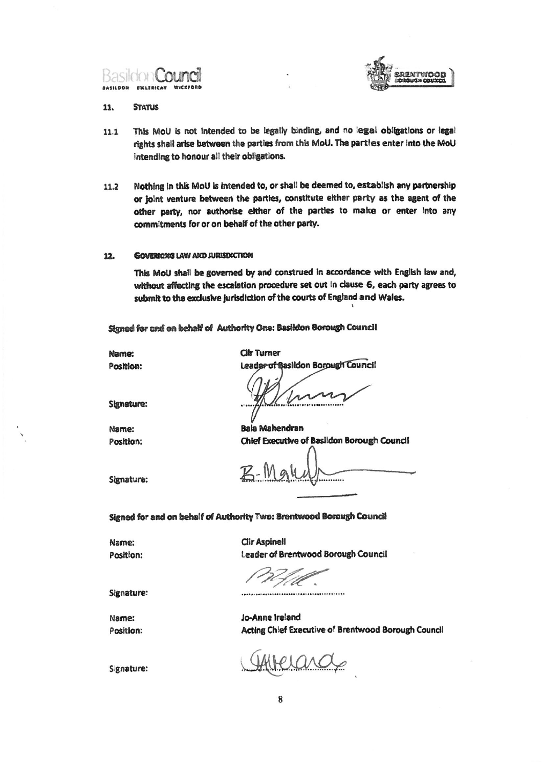## 11. STATUS

11.1 This MoU is not intended to be legally binding, and no legal obligations or legal rights shall arise between the parties from this MoU. The parties enter into the MoU intending to honour all their obligations.

11.2 Nothing in this MoU is intended to, or shall be deemed to, establish any partnership or joint venture between the parties, constitute either party as the agent of the other party, nor authorise either of the parties to make or enter into any commitments for or on behalf of the other party.

## 12. GOVERNING LAW AND JURISDICTION

This MoU shall be governed by and construed in accordance with English law and, without affecting the escalation procedure set out in clause 6, each party agrees to submit to the exclusive jurisdiction of the courts of England and Wales.

**Signed for and on behalf of Authority One: Basildon Borough Council**

Name: Cllr Turner
Position: Leader of Basildon Borough Council

Signature: ..............................

Name: Bala Mahendran
Position: Chief Executive of Basildon Borough Council

Signature: ..............................

**Signed for and on behalf of Authority Two: Brentwood Borough Council**

Name: Cllr Aspinell
Position: Leader of Brentwood Borough Council

Signature: ..............................

Name: Jo-Anne Ireland
Position: Acting Chief Executive of Brentwood Borough Council

Signature: ..............................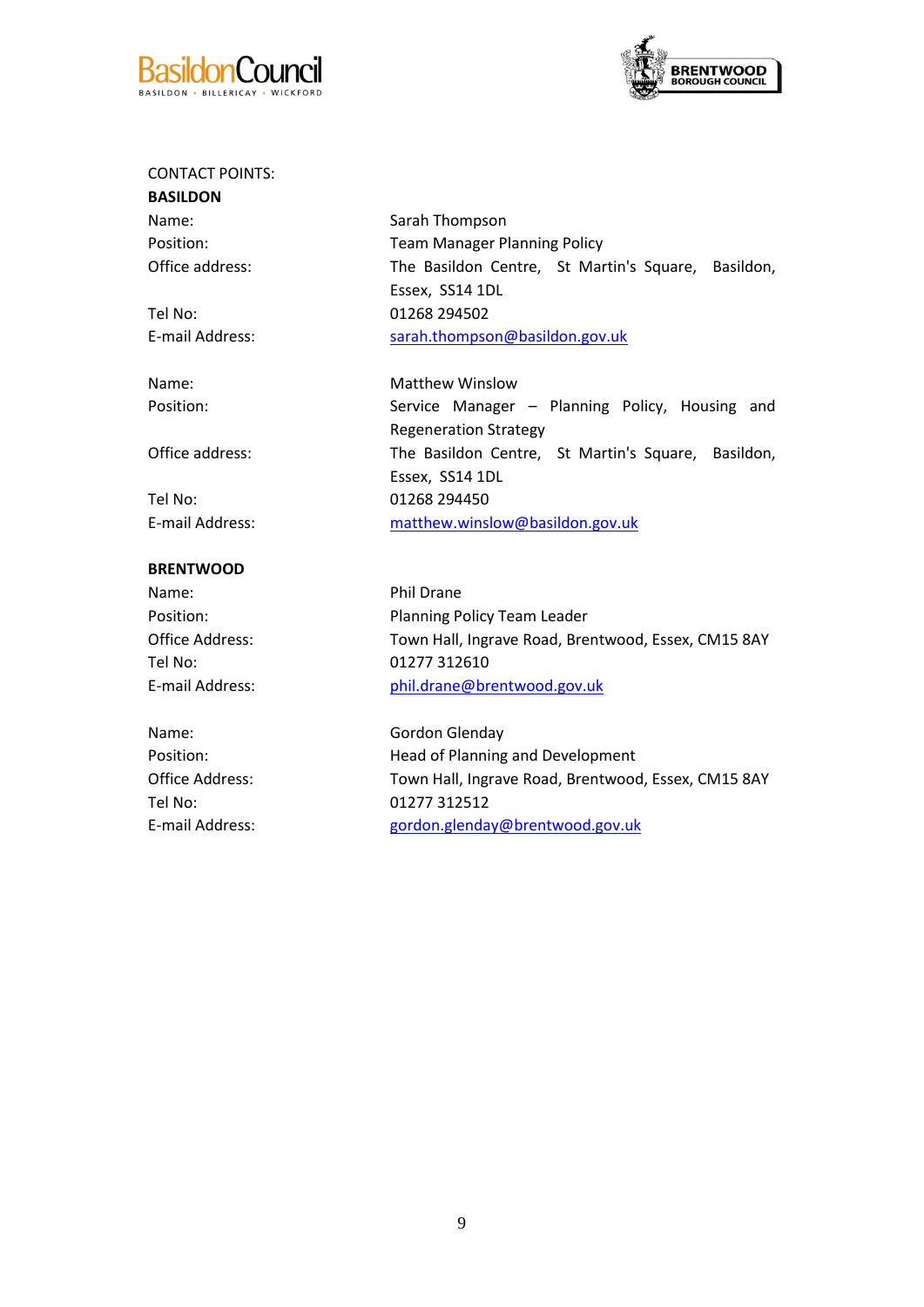CONTACT POINTS:

**BASILDON**

| | |
|---|---|
| Name: | Sarah Thompson |
| Position: | Team Manager Planning Policy |
| Office address: | The Basildon Centre, St Martin's Square, Basildon, Essex, SS14 1DL |
| Tel No: | 01268 294502 |
| E-mail Address: | sarah.thompson@basildon.gov.uk |

| | |
|---|---|
| Name: | Matthew Winslow |
| Position: | Service Manager – Planning Policy, Housing and Regeneration Strategy |
| Office address: | The Basildon Centre, St Martin's Square, Basildon, Essex, SS14 1DL |
| Tel No: | 01268 294450 |
| E-mail Address: | matthew.winslow@basildon.gov.uk |

**BRENTWOOD**

| | |
|---|---|
| Name: | Phil Drane |
| Position: | Planning Policy Team Leader |
| Office Address: | Town Hall, Ingrave Road, Brentwood, Essex, CM15 8AY |
| Tel No: | 01277 312610 |
| E-mail Address: | phil.drane@brentwood.gov.uk |

| | |
|---|---|
| Name: | Gordon Glenday |
| Position: | Head of Planning and Development |
| Office Address: | Town Hall, Ingrave Road, Brentwood, Essex, CM15 8AY |
| Tel No: | 01277 312512 |
| E-mail Address: | gordon.glenday@brentwood.gov.uk |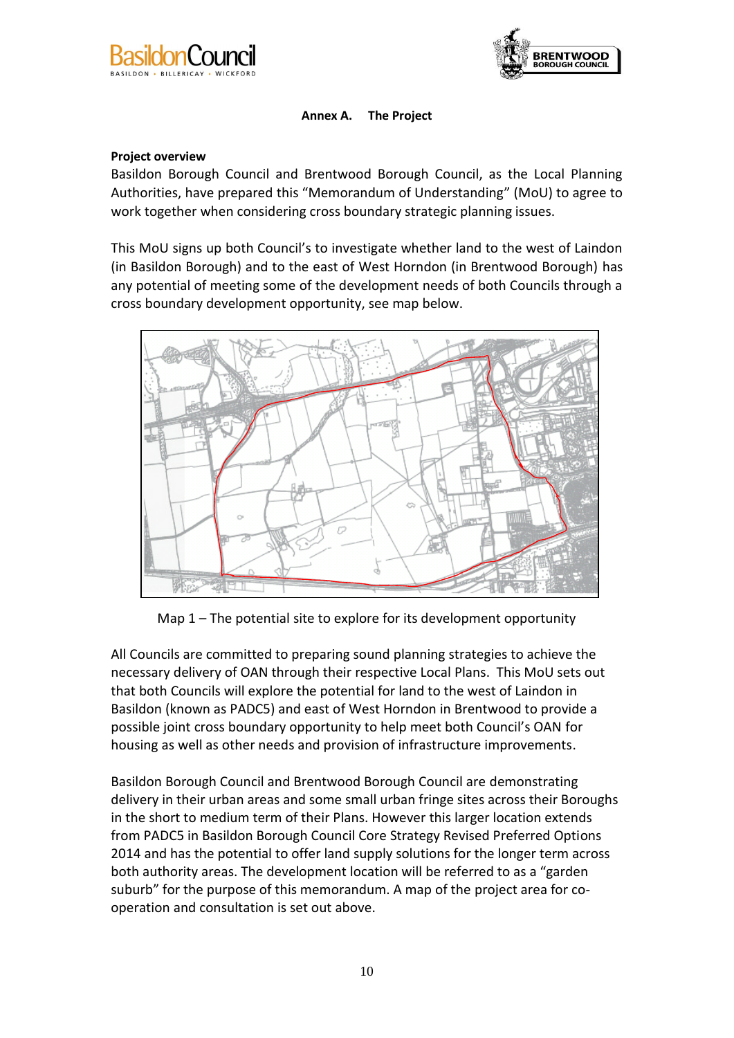**Annex A. The Project**

**Project overview**

Basildon Borough Council and Brentwood Borough Council, as the Local Planning Authorities, have prepared this "Memorandum of Understanding" (MoU) to agree to work together when considering cross boundary strategic planning issues.

This MoU signs up both Council's to investigate whether land to the west of Laindon (in Basildon Borough) and to the east of West Horndon (in Brentwood Borough) has any potential of meeting some of the development needs of both Councils through a cross boundary development opportunity, see map below.

Map 1 – The potential site to explore for its development opportunity

All Councils are committed to preparing sound planning strategies to achieve the necessary delivery of OAN through their respective Local Plans. This MoU sets out that both Councils will explore the potential for land to the west of Laindon in Basildon (known as PADC5) and east of West Horndon in Brentwood to provide a possible joint cross boundary opportunity to help meet both Council's OAN for housing as well as other needs and provision of infrastructure improvements.

Basildon Borough Council and Brentwood Borough Council are demonstrating delivery in their urban areas and some small urban fringe sites across their Boroughs in the short to medium term of their Plans. However this larger location extends from PADC5 in Basildon Borough Council Core Strategy Revised Preferred Options 2014 and has the potential to offer land supply solutions for the longer term across both authority areas. The development location will be referred to as a "garden suburb" for the purpose of this memorandum. A map of the project area for co-operation and consultation is set out above.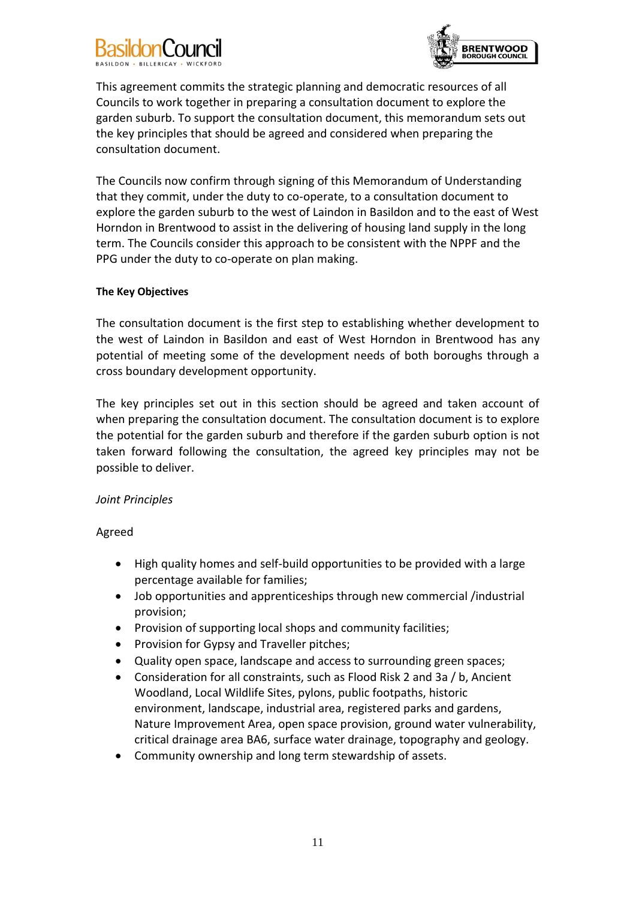This agreement commits the strategic planning and democratic resources of all Councils to work together in preparing a consultation document to explore the garden suburb. To support the consultation document, this memorandum sets out the key principles that should be agreed and considered when preparing the consultation document.

The Councils now confirm through signing of this Memorandum of Understanding that they commit, under the duty to co-operate, to a consultation document to explore the garden suburb to the west of Laindon in Basildon and to the east of West Horndon in Brentwood to assist in the delivering of housing land supply in the long term. The Councils consider this approach to be consistent with the NPPF and the PPG under the duty to co-operate on plan making.

**The Key Objectives**

The consultation document is the first step to establishing whether development to the west of Laindon in Basildon and east of West Horndon in Brentwood has any potential of meeting some of the development needs of both boroughs through a cross boundary development opportunity.

The key principles set out in this section should be agreed and taken account of when preparing the consultation document. The consultation document is to explore the potential for the garden suburb and therefore if the garden suburb option is not taken forward following the consultation, the agreed key principles may not be possible to deliver.

*Joint Principles*

Agreed

- High quality homes and self-build opportunities to be provided with a large percentage available for families;
- Job opportunities and apprenticeships through new commercial /industrial provision;
- Provision of supporting local shops and community facilities;
- Provision for Gypsy and Traveller pitches;
- Quality open space, landscape and access to surrounding green spaces;
- Consideration for all constraints, such as Flood Risk 2 and 3a / b, Ancient Woodland, Local Wildlife Sites, pylons, public footpaths, historic environment, landscape, industrial area, registered parks and gardens, Nature Improvement Area, open space provision, ground water vulnerability, critical drainage area BA6, surface water drainage, topography and geology.
- Community ownership and long term stewardship of assets.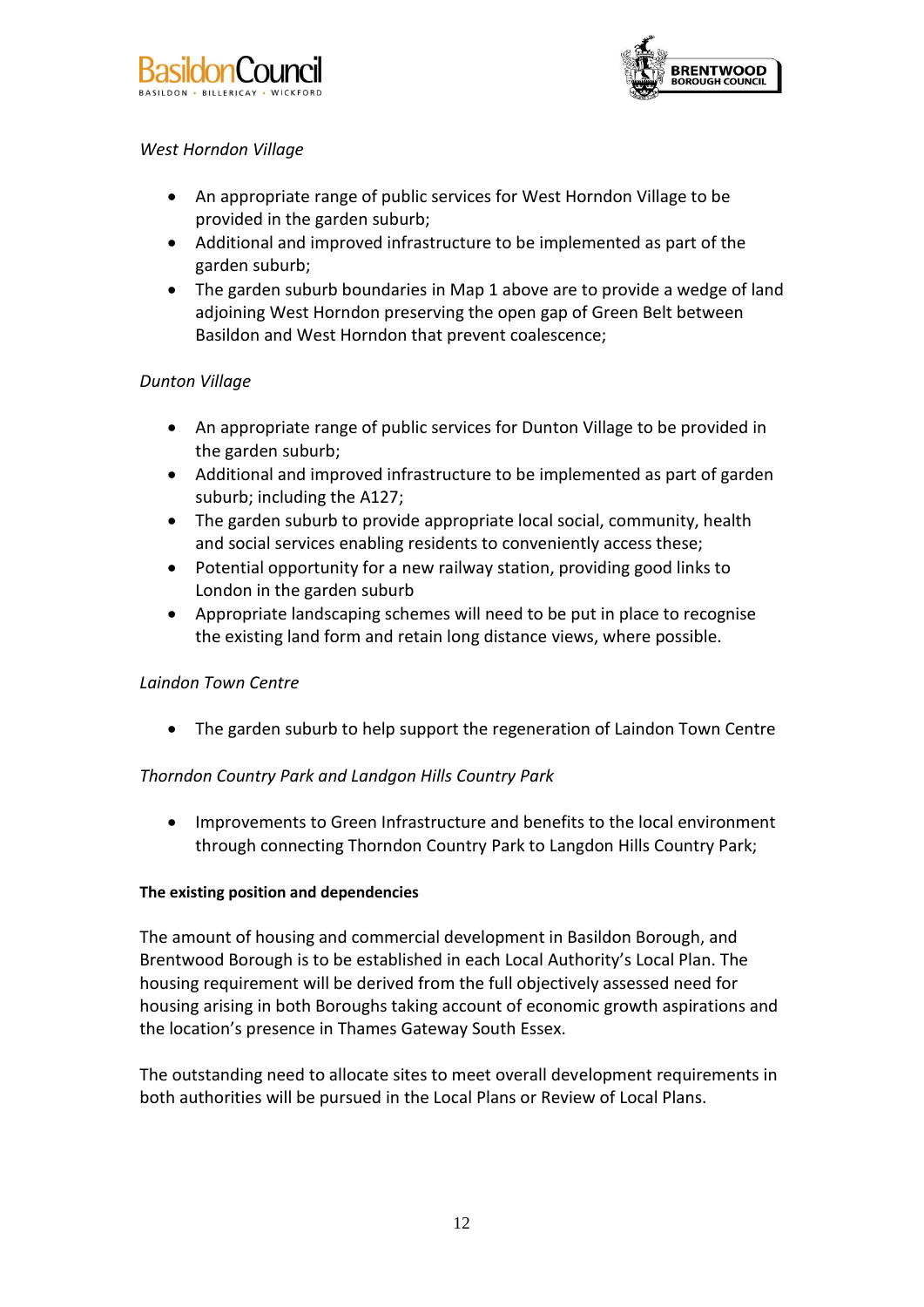*West Horndon Village*

- An appropriate range of public services for West Horndon Village to be provided in the garden suburb;
- Additional and improved infrastructure to be implemented as part of the garden suburb;
- The garden suburb boundaries in Map 1 above are to provide a wedge of land adjoining West Horndon preserving the open gap of Green Belt between Basildon and West Horndon that prevent coalescence;

*Dunton Village*

- An appropriate range of public services for Dunton Village to be provided in the garden suburb;
- Additional and improved infrastructure to be implemented as part of garden suburb; including the A127;
- The garden suburb to provide appropriate local social, community, health and social services enabling residents to conveniently access these;
- Potential opportunity for a new railway station, providing good links to London in the garden suburb
- Appropriate landscaping schemes will need to be put in place to recognise the existing land form and retain long distance views, where possible.

*Laindon Town Centre*

- The garden suburb to help support the regeneration of Laindon Town Centre

*Thorndon Country Park and Landgon Hills Country Park*

- Improvements to Green Infrastructure and benefits to the local environment through connecting Thorndon Country Park to Langdon Hills Country Park;

**The existing position and dependencies**

The amount of housing and commercial development in Basildon Borough, and Brentwood Borough is to be established in each Local Authority's Local Plan. The housing requirement will be derived from the full objectively assessed need for housing arising in both Boroughs taking account of economic growth aspirations and the location's presence in Thames Gateway South Essex.

The outstanding need to allocate sites to meet overall development requirements in both authorities will be pursued in the Local Plans or Review of Local Plans.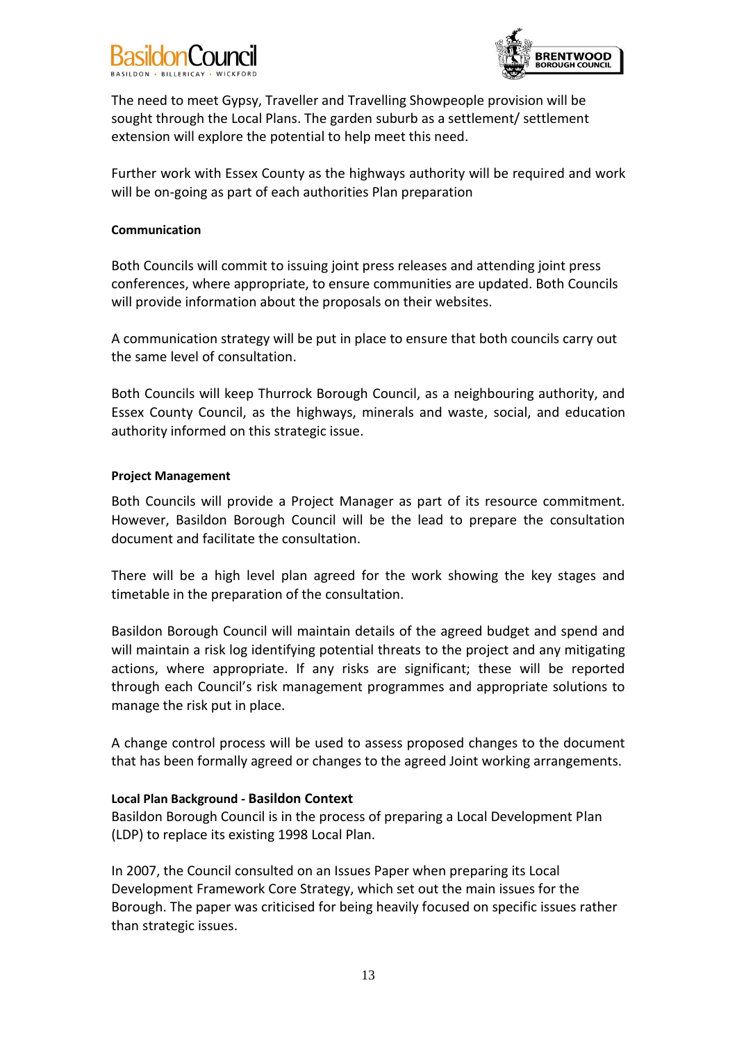The need to meet Gypsy, Traveller and Travelling Showpeople provision will be sought through the Local Plans. The garden suburb as a settlement/ settlement extension will explore the potential to help meet this need.

Further work with Essex County as the highways authority will be required and work will be on-going as part of each authorities Plan preparation

**Communication**

Both Councils will commit to issuing joint press releases and attending joint press conferences, where appropriate, to ensure communities are updated. Both Councils will provide information about the proposals on their websites.

A communication strategy will be put in place to ensure that both councils carry out the same level of consultation.

Both Councils will keep Thurrock Borough Council, as a neighbouring authority, and Essex County Council, as the highways, minerals and waste, social, and education authority informed on this strategic issue.

**Project Management**

Both Councils will provide a Project Manager as part of its resource commitment. However, Basildon Borough Council will be the lead to prepare the consultation document and facilitate the consultation.

There will be a high level plan agreed for the work showing the key stages and timetable in the preparation of the consultation.

Basildon Borough Council will maintain details of the agreed budget and spend and will maintain a risk log identifying potential threats to the project and any mitigating actions, where appropriate. If any risks are significant; these will be reported through each Council's risk management programmes and appropriate solutions to manage the risk put in place.

A change control process will be used to assess proposed changes to the document that has been formally agreed or changes to the agreed Joint working arrangements.

**Local Plan Background - Basildon Context**

Basildon Borough Council is in the process of preparing a Local Development Plan (LDP) to replace its existing 1998 Local Plan.

In 2007, the Council consulted on an Issues Paper when preparing its Local Development Framework Core Strategy, which set out the main issues for the Borough. The paper was criticised for being heavily focused on specific issues rather than strategic issues.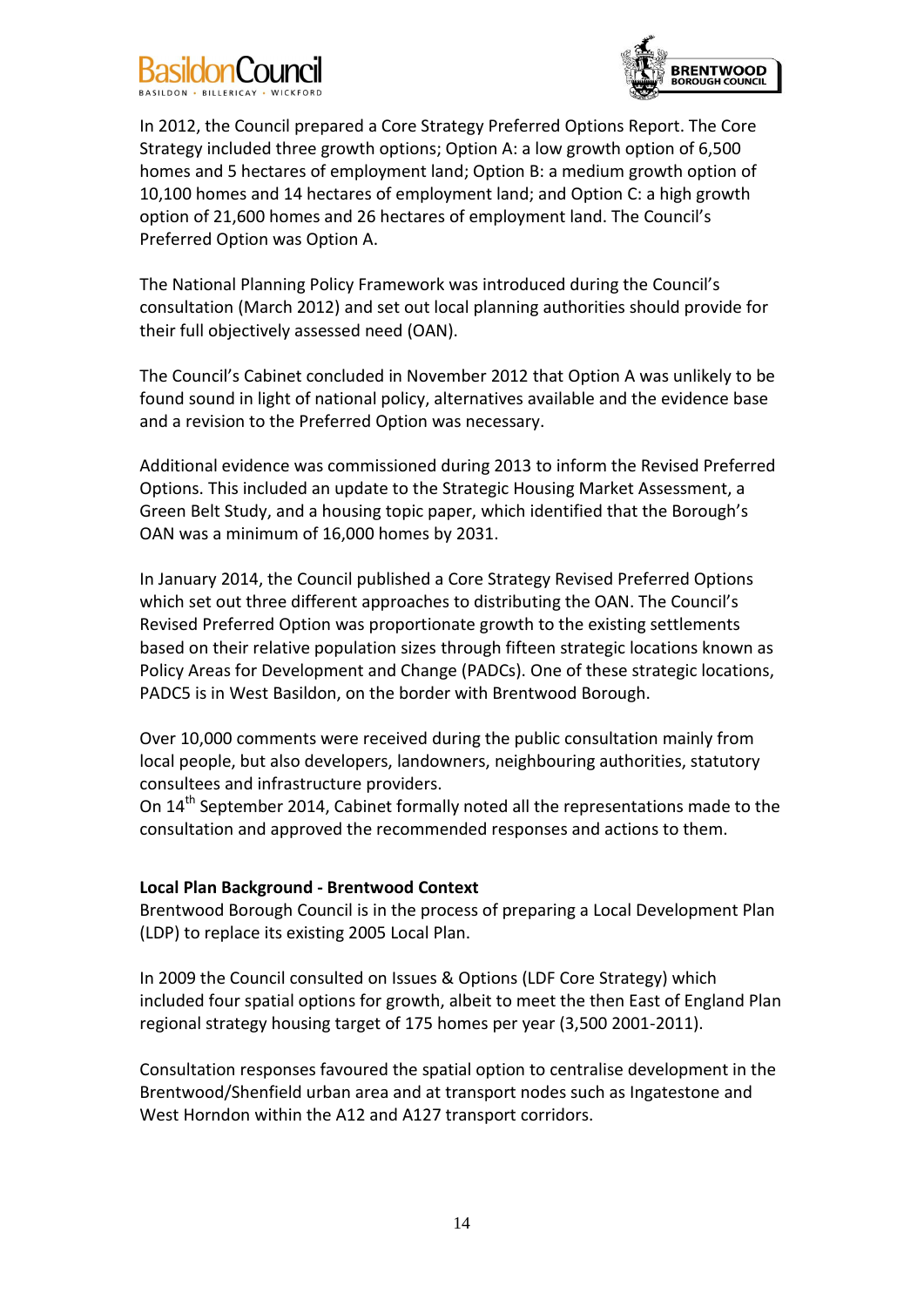In 2012, the Council prepared a Core Strategy Preferred Options Report. The Core Strategy included three growth options; Option A: a low growth option of 6,500 homes and 5 hectares of employment land; Option B: a medium growth option of 10,100 homes and 14 hectares of employment land; and Option C: a high growth option of 21,600 homes and 26 hectares of employment land. The Council's Preferred Option was Option A.

The National Planning Policy Framework was introduced during the Council's consultation (March 2012) and set out local planning authorities should provide for their full objectively assessed need (OAN).

The Council's Cabinet concluded in November 2012 that Option A was unlikely to be found sound in light of national policy, alternatives available and the evidence base and a revision to the Preferred Option was necessary.

Additional evidence was commissioned during 2013 to inform the Revised Preferred Options. This included an update to the Strategic Housing Market Assessment, a Green Belt Study, and a housing topic paper, which identified that the Borough's OAN was a minimum of 16,000 homes by 2031.

In January 2014, the Council published a Core Strategy Revised Preferred Options which set out three different approaches to distributing the OAN. The Council's Revised Preferred Option was proportionate growth to the existing settlements based on their relative population sizes through fifteen strategic locations known as Policy Areas for Development and Change (PADCs). One of these strategic locations, PADC5 is in West Basildon, on the border with Brentwood Borough.

Over 10,000 comments were received during the public consultation mainly from local people, but also developers, landowners, neighbouring authorities, statutory consultees and infrastructure providers.
On 14th September 2014, Cabinet formally noted all the representations made to the consultation and approved the recommended responses and actions to them.

**Local Plan Background - Brentwood Context**
Brentwood Borough Council is in the process of preparing a Local Development Plan (LDP) to replace its existing 2005 Local Plan.

In 2009 the Council consulted on Issues & Options (LDF Core Strategy) which included four spatial options for growth, albeit to meet the then East of England Plan regional strategy housing target of 175 homes per year (3,500 2001-2011).

Consultation responses favoured the spatial option to centralise development in the Brentwood/Shenfield urban area and at transport nodes such as Ingatestone and West Horndon within the A12 and A127 transport corridors.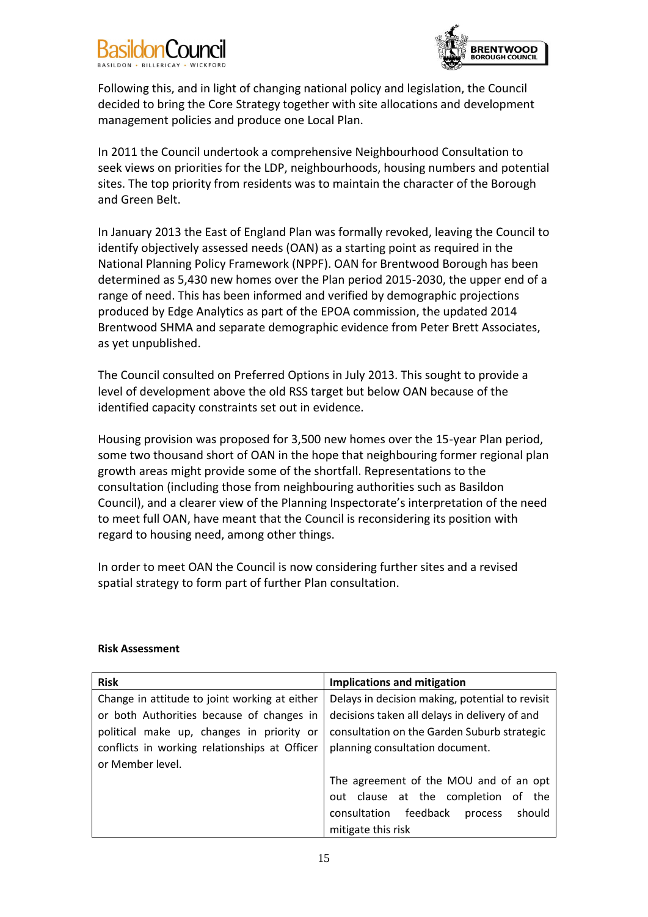Following this, and in light of changing national policy and legislation, the Council decided to bring the Core Strategy together with site allocations and development management policies and produce one Local Plan.

In 2011 the Council undertook a comprehensive Neighbourhood Consultation to seek views on priorities for the LDP, neighbourhoods, housing numbers and potential sites. The top priority from residents was to maintain the character of the Borough and Green Belt.

In January 2013 the East of England Plan was formally revoked, leaving the Council to identify objectively assessed needs (OAN) as a starting point as required in the National Planning Policy Framework (NPPF). OAN for Brentwood Borough has been determined as 5,430 new homes over the Plan period 2015-2030, the upper end of a range of need. This has been informed and verified by demographic projections produced by Edge Analytics as part of the EPOA commission, the updated 2014 Brentwood SHMA and separate demographic evidence from Peter Brett Associates, as yet unpublished.

The Council consulted on Preferred Options in July 2013. This sought to provide a level of development above the old RSS target but below OAN because of the identified capacity constraints set out in evidence.

Housing provision was proposed for 3,500 new homes over the 15-year Plan period, some two thousand short of OAN in the hope that neighbouring former regional plan growth areas might provide some of the shortfall. Representations to the consultation (including those from neighbouring authorities such as Basildon Council), and a clearer view of the Planning Inspectorate's interpretation of the need to meet full OAN, have meant that the Council is reconsidering its position with regard to housing need, among other things.

In order to meet OAN the Council is now considering further sites and a revised spatial strategy to form part of further Plan consultation.

**Risk Assessment**

| Risk | Implications and mitigation |
|---|---|
| Change in attitude to joint working at either or both Authorities because of changes in political make up, changes in priority or conflicts in working relationships at Officer or Member level. | Delays in decision making, potential to revisit decisions taken all delays in delivery of and consultation on the Garden Suburb strategic planning consultation document.<br><br>The agreement of the MOU and of an opt out clause at the completion of the consultation feedback process should mitigate this risk |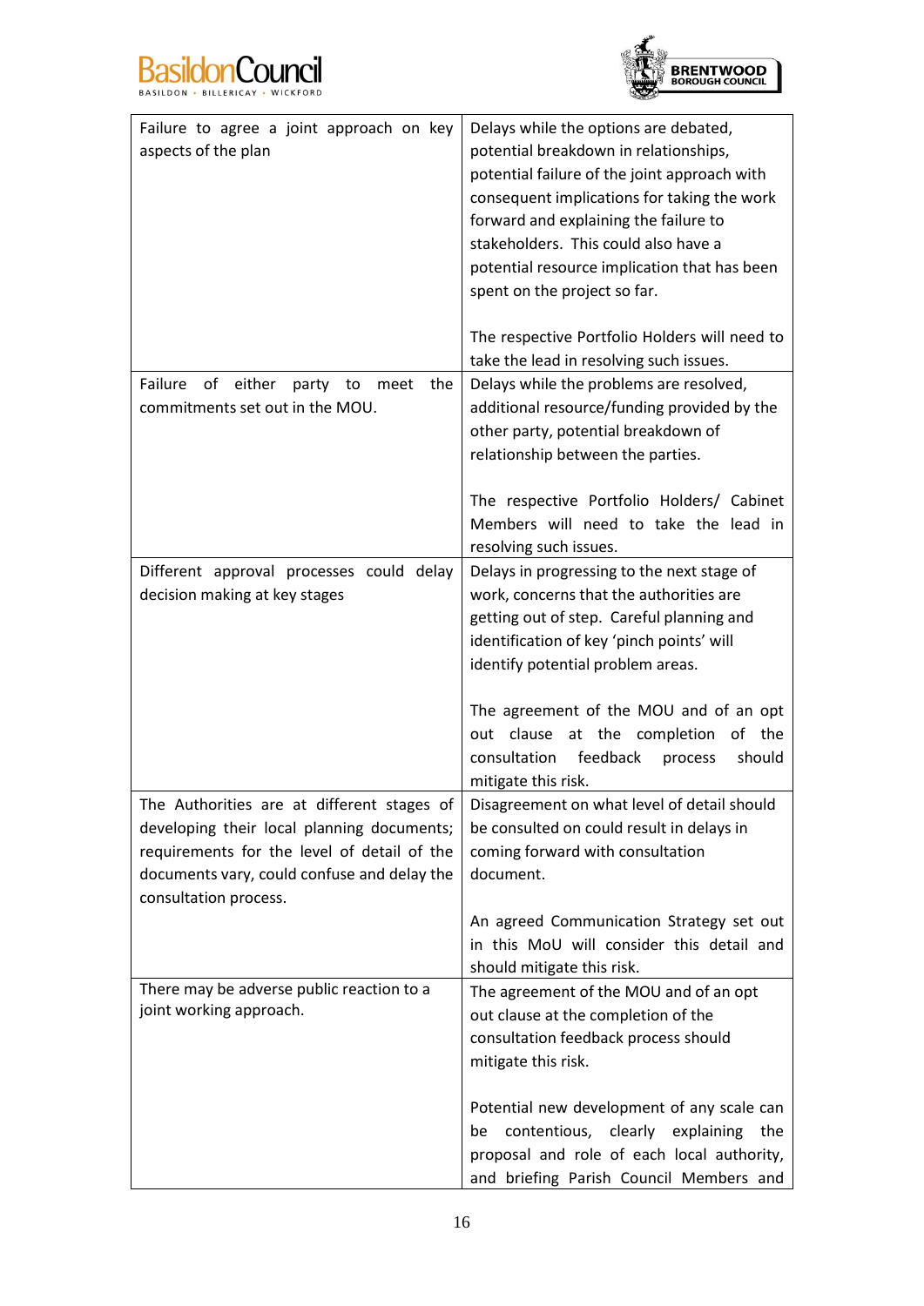| | |
|---|---|
| Failure to agree a joint approach on key aspects of the plan | Delays while the options are debated, potential breakdown in relationships, potential failure of the joint approach with consequent implications for taking the work forward and explaining the failure to stakeholders. This could also have a potential resource implication that has been spent on the project so far.<br><br>The respective Portfolio Holders will need to take the lead in resolving such issues. |
| Failure of either party to meet the commitments set out in the MOU. | Delays while the problems are resolved, additional resource/funding provided by the other party, potential breakdown of relationship between the parties.<br><br>The respective Portfolio Holders/ Cabinet Members will need to take the lead in resolving such issues. |
| Different approval processes could delay decision making at key stages | Delays in progressing to the next stage of work, concerns that the authorities are getting out of step. Careful planning and identification of key 'pinch points' will identify potential problem areas.<br><br>The agreement of the MOU and of an opt out clause at the completion of the consultation feedback process should mitigate this risk. |
| The Authorities are at different stages of developing their local planning documents; requirements for the level of detail of the documents vary, could confuse and delay the consultation process. | Disagreement on what level of detail should be consulted on could result in delays in coming forward with consultation document.<br><br>An agreed Communication Strategy set out in this MoU will consider this detail and should mitigate this risk. |
| There may be adverse public reaction to a joint working approach. | The agreement of the MOU and of an opt out clause at the completion of the consultation feedback process should mitigate this risk.<br><br>Potential new development of any scale can be contentious, clearly explaining the proposal and role of each local authority, and briefing Parish Council Members and |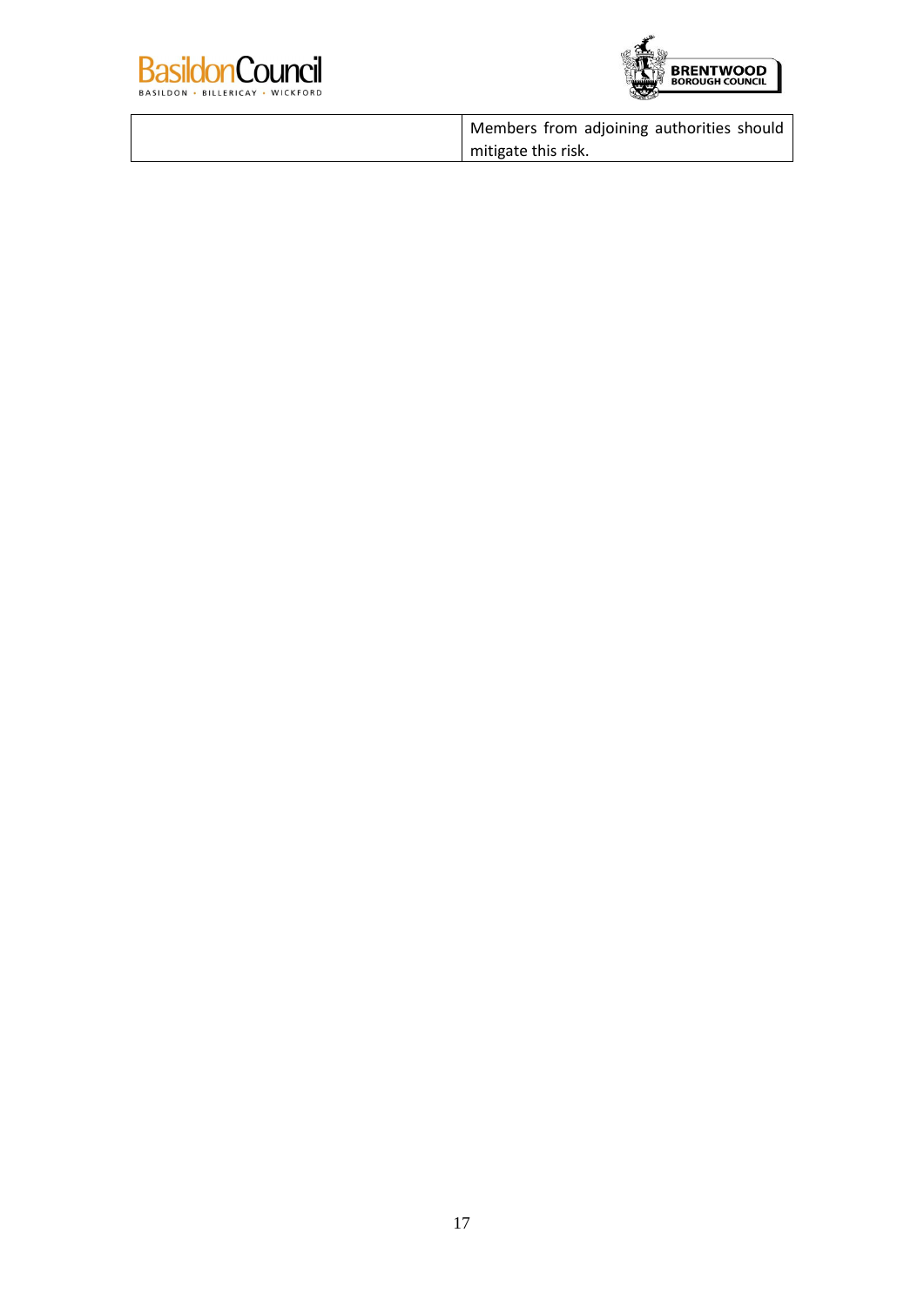| | |
|---|---|
| | Members from adjoining authorities should mitigate this risk. |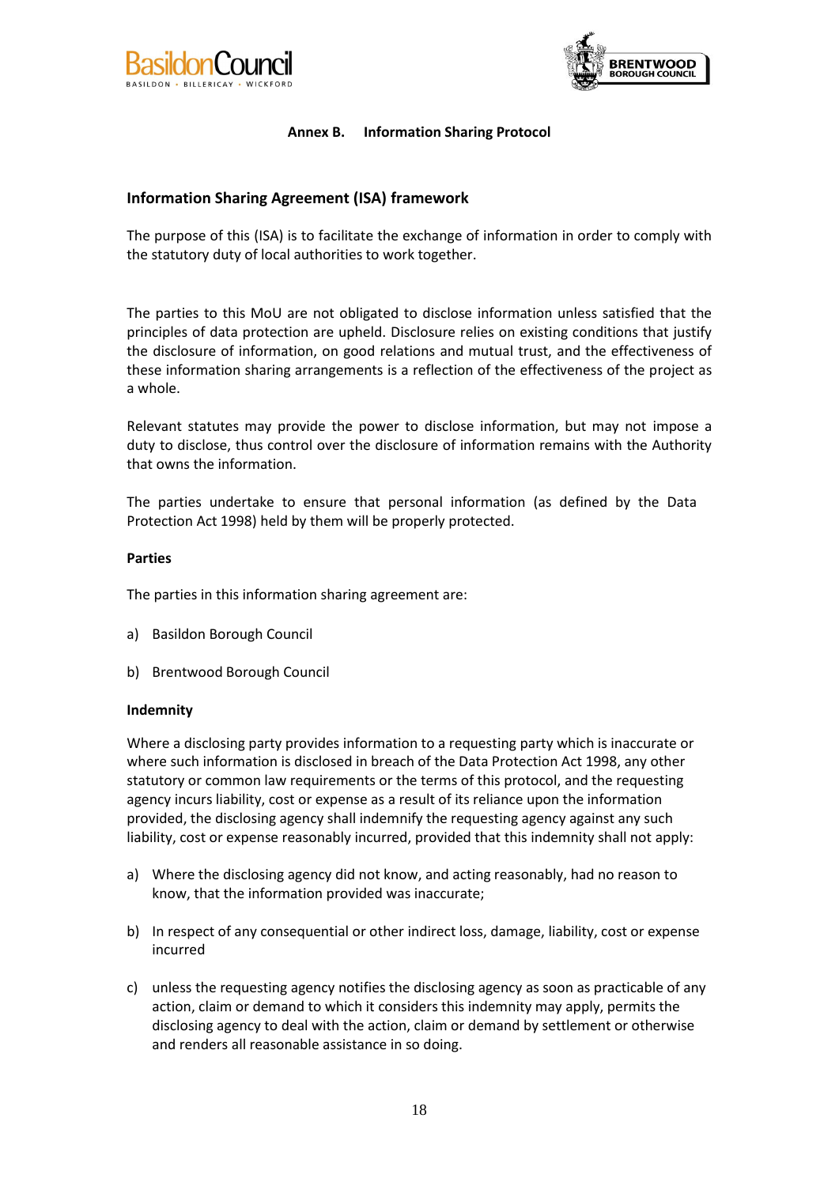**Annex B. Information Sharing Protocol**

## Information Sharing Agreement (ISA) framework

The purpose of this (ISA) is to facilitate the exchange of information in order to comply with the statutory duty of local authorities to work together.

The parties to this MoU are not obligated to disclose information unless satisfied that the principles of data protection are upheld. Disclosure relies on existing conditions that justify the disclosure of information, on good relations and mutual trust, and the effectiveness of these information sharing arrangements is a reflection of the effectiveness of the project as a whole.

Relevant statutes may provide the power to disclose information, but may not impose a duty to disclose, thus control over the disclosure of information remains with the Authority that owns the information.

The parties undertake to ensure that personal information (as defined by the Data Protection Act 1998) held by them will be properly protected.

**Parties**

The parties in this information sharing agreement are:

a) Basildon Borough Council

b) Brentwood Borough Council

**Indemnity**

Where a disclosing party provides information to a requesting party which is inaccurate or where such information is disclosed in breach of the Data Protection Act 1998, any other statutory or common law requirements or the terms of this protocol, and the requesting agency incurs liability, cost or expense as a result of its reliance upon the information provided, the disclosing agency shall indemnify the requesting agency against any such liability, cost or expense reasonably incurred, provided that this indemnity shall not apply:

a) Where the disclosing agency did not know, and acting reasonably, had no reason to know, that the information provided was inaccurate;

b) In respect of any consequential or other indirect loss, damage, liability, cost or expense incurred

c) unless the requesting agency notifies the disclosing agency as soon as practicable of any action, claim or demand to which it considers this indemnity may apply, permits the disclosing agency to deal with the action, claim or demand by settlement or otherwise and renders all reasonable assistance in so doing.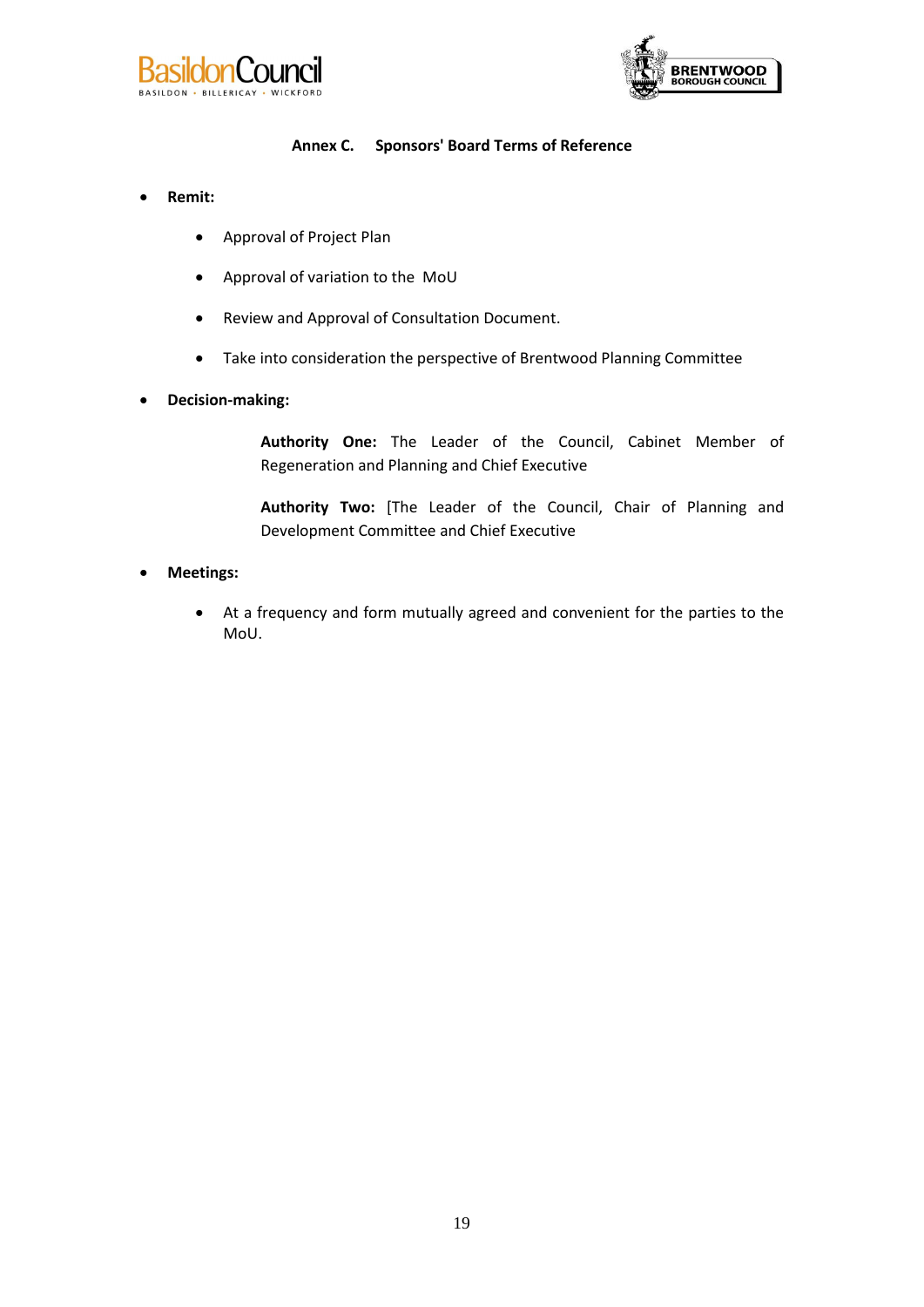## Annex C. Sponsors' Board Terms of Reference

- **Remit:**
  - Approval of Project Plan
  - Approval of variation to the MoU
  - Review and Approval of Consultation Document.
  - Take into consideration the perspective of Brentwood Planning Committee
- **Decision-making:**

  **Authority One:** The Leader of the Council, Cabinet Member of Regeneration and Planning and Chief Executive

  **Authority Two:** [The Leader of the Council, Chair of Planning and Development Committee and Chief Executive
- **Meetings:**
  - At a frequency and form mutually agreed and convenient for the parties to the MoU.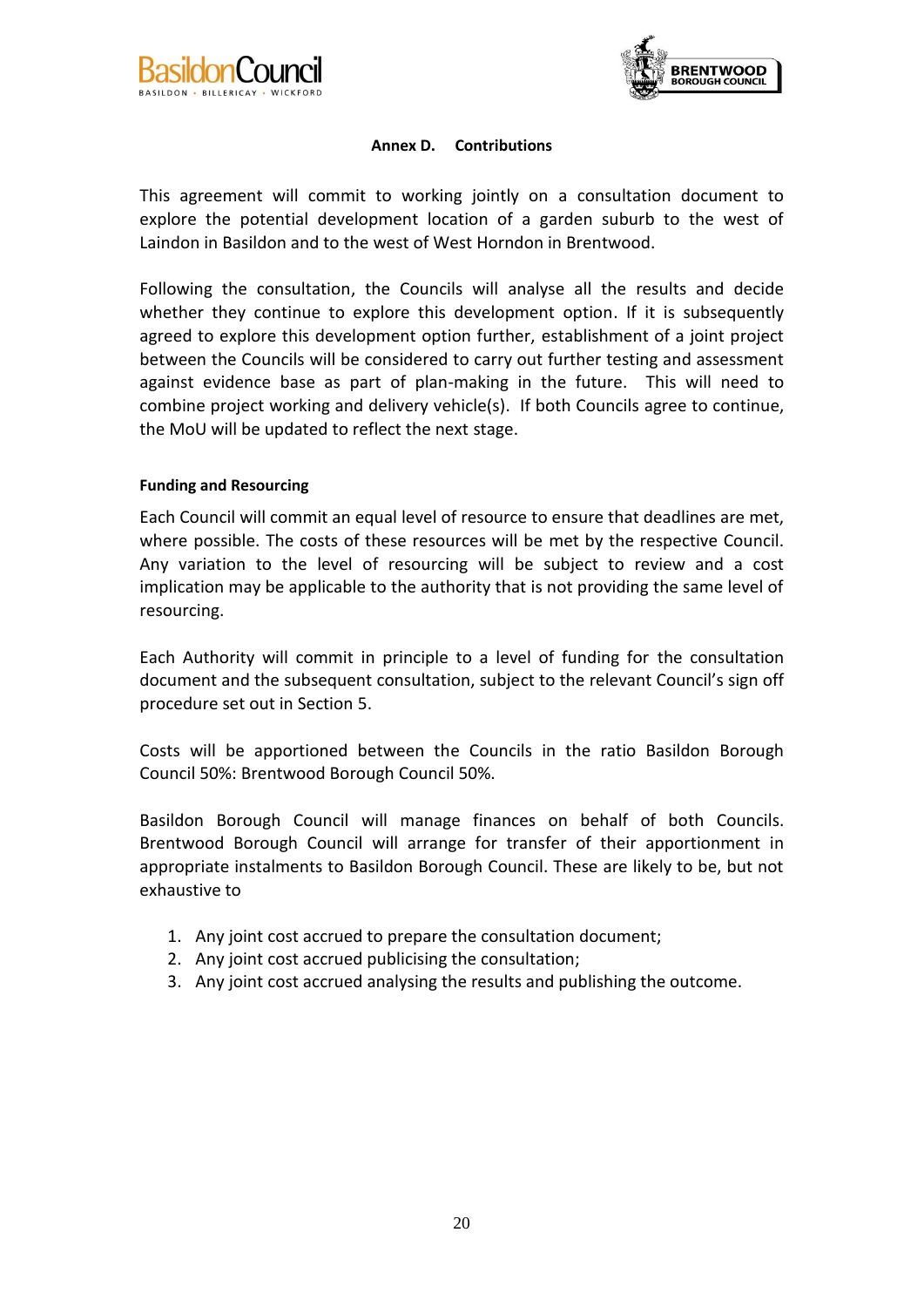## Annex D. Contributions

This agreement will commit to working jointly on a consultation document to explore the potential development location of a garden suburb to the west of Laindon in Basildon and to the west of West Horndon in Brentwood.

Following the consultation, the Councils will analyse all the results and decide whether they continue to explore this development option. If it is subsequently agreed to explore this development option further, establishment of a joint project between the Councils will be considered to carry out further testing and assessment against evidence base as part of plan-making in the future. This will need to combine project working and delivery vehicle(s). If both Councils agree to continue, the MoU will be updated to reflect the next stage.

### Funding and Resourcing

Each Council will commit an equal level of resource to ensure that deadlines are met, where possible. The costs of these resources will be met by the respective Council. Any variation to the level of resourcing will be subject to review and a cost implication may be applicable to the authority that is not providing the same level of resourcing.

Each Authority will commit in principle to a level of funding for the consultation document and the subsequent consultation, subject to the relevant Council's sign off procedure set out in Section 5.

Costs will be apportioned between the Councils in the ratio Basildon Borough Council 50%: Brentwood Borough Council 50%.

Basildon Borough Council will manage finances on behalf of both Councils. Brentwood Borough Council will arrange for transfer of their apportionment in appropriate instalments to Basildon Borough Council. These are likely to be, but not exhaustive to

1. Any joint cost accrued to prepare the consultation document;
2. Any joint cost accrued publicising the consultation;
3. Any joint cost accrued analysing the results and publishing the outcome.